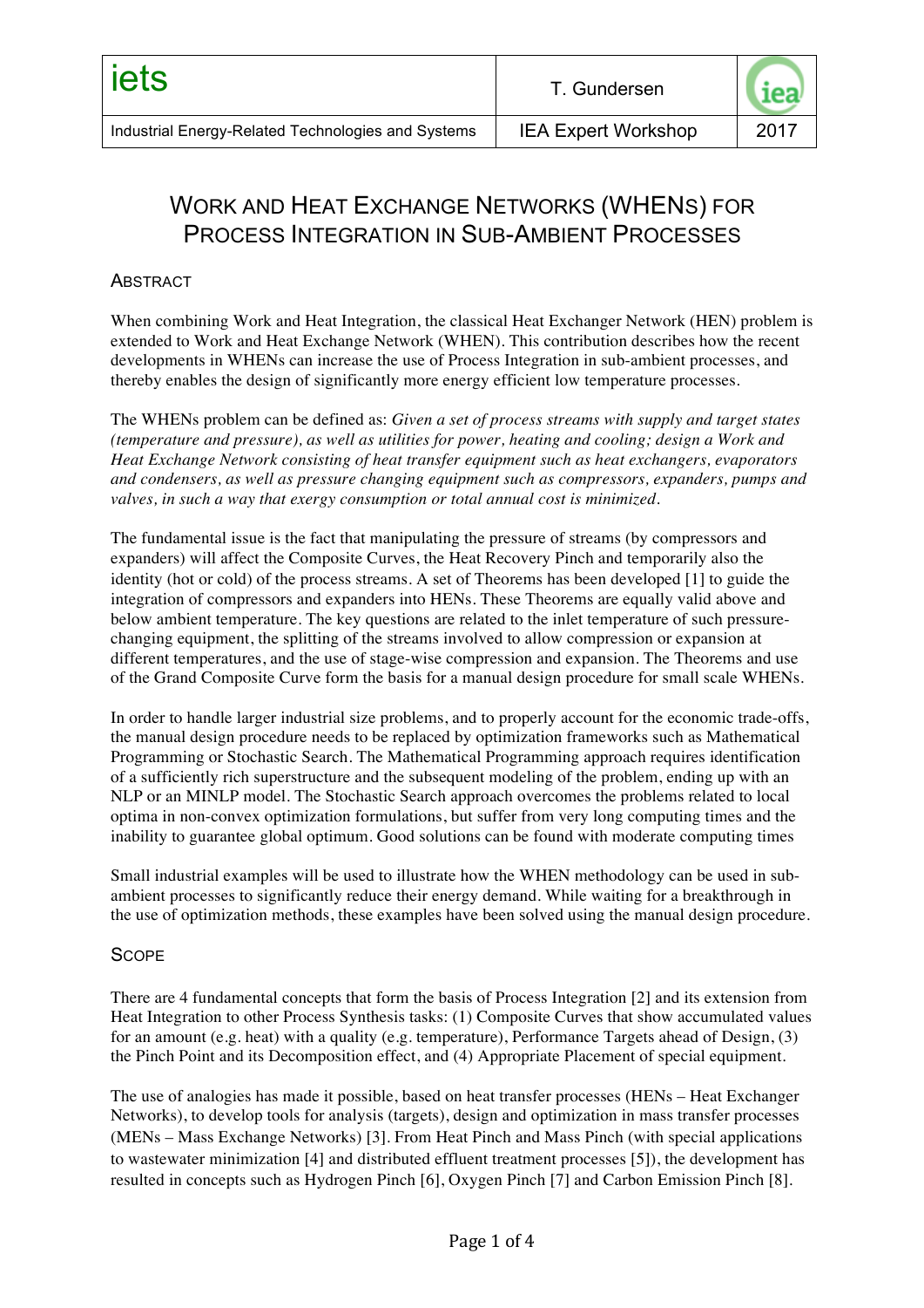# Work and Heat Exchange Networks (WHENs) for Process Integration in Sub-Ambient Processes

## Abstract

When combining Work and Heat Integration, the classical Heat Exchanger Network (HEN) problem is extended to Work and Heat Exchange Network (WHEN). This contribution describes how the recent developments in WHENs can increase the use of Process Integration in sub-ambient processes, and thereby enables the design of significantly more energy efficient low temperature processes.

The WHENs problem can be defined as: *Given a set of process streams with supply and target states (temperature and pressure), as well as utilities for power, heating and cooling; design a Work and Heat Exchange Network consisting of heat transfer equipment such as heat exchangers, evaporators and condensers, as well as pressure changing equipment such as compressors, expanders, pumps and valves, in such a way that exergy consumption or total annual cost is minimized.*

The fundamental issue is the fact that manipulating the pressure of streams (by compressors and expanders) will affect the Composite Curves, the Heat Recovery Pinch and temporarily also the identity (hot or cold) of the process streams. A set of Theorems has been developed [1] to guide the integration of compressors and expanders into HENs. These Theorems are equally valid above and below ambient temperature. The key questions are related to the inlet temperature of such pressure-changing equipment, the splitting of the streams involved to allow compression or expansion at different temperatures, and the use of stage-wise compression and expansion. The Theorems and use of the Grand Composite Curve form the basis for a manual design procedure for small scale WHENs.

In order to handle larger industrial size problems, and to properly account for the economic trade-offs, the manual design procedure needs to be replaced by optimization frameworks such as Mathematical Programming or Stochastic Search. The Mathematical Programming approach requires identification of a sufficiently rich superstructure and the subsequent modeling of the problem, ending up with an NLP or an MINLP model. The Stochastic Search approach overcomes the problems related to local optima in non-convex optimization formulations, but suffer from very long computing times and the inability to guarantee global optimum. Good solutions can be found with moderate computing times

Small industrial examples will be used to illustrate how the WHEN methodology can be used in sub-ambient processes to significantly reduce their energy demand. While waiting for a breakthrough in the use of optimization methods, these examples have been solved using the manual design procedure.

## Scope

There are 4 fundamental concepts that form the basis of Process Integration [2] and its extension from Heat Integration to other Process Synthesis tasks: (1) Composite Curves that show accumulated values for an amount (e.g. heat) with a quality (e.g. temperature), Performance Targets ahead of Design, (3) the Pinch Point and its Decomposition effect, and (4) Appropriate Placement of special equipment.

The use of analogies has made it possible, based on heat transfer processes (HENs – Heat Exchanger Networks), to develop tools for analysis (targets), design and optimization in mass transfer processes (MENs – Mass Exchange Networks) [3]. From Heat Pinch and Mass Pinch (with special applications to wastewater minimization [4] and distributed effluent treatment processes [5]), the development has resulted in concepts such as Hydrogen Pinch [6], Oxygen Pinch [7] and Carbon Emission Pinch [8].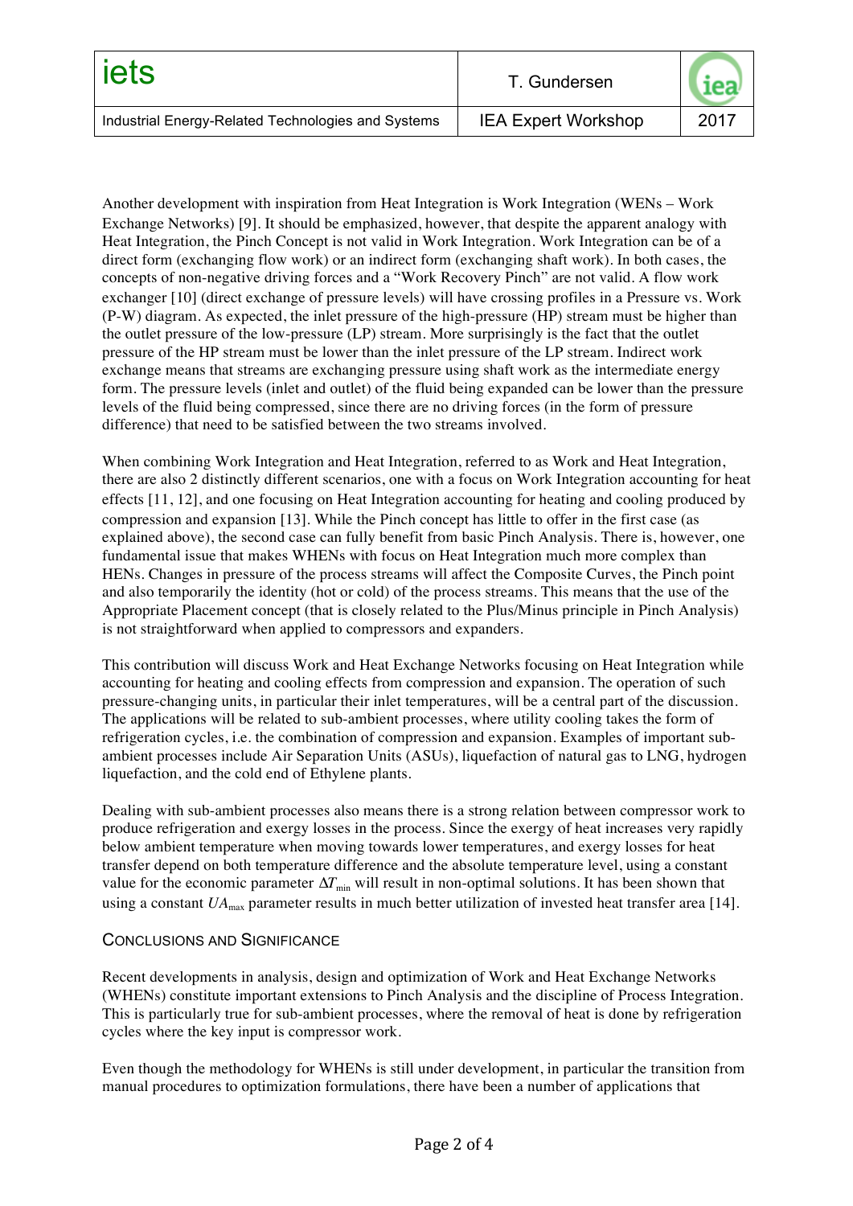Another development with inspiration from Heat Integration is Work Integration (WENs – Work Exchange Networks) [9]. It should be emphasized, however, that despite the apparent analogy with Heat Integration, the Pinch Concept is not valid in Work Integration. Work Integration can be of a direct form (exchanging flow work) or an indirect form (exchanging shaft work). In both cases, the concepts of non-negative driving forces and a "Work Recovery Pinch" are not valid. A flow work exchanger [10] (direct exchange of pressure levels) will have crossing profiles in a Pressure vs. Work (P-W) diagram. As expected, the inlet pressure of the high-pressure (HP) stream must be higher than the outlet pressure of the low-pressure (LP) stream. More surprisingly is the fact that the outlet pressure of the HP stream must be lower than the inlet pressure of the LP stream. Indirect work exchange means that streams are exchanging pressure using shaft work as the intermediate energy form. The pressure levels (inlet and outlet) of the fluid being expanded can be lower than the pressure levels of the fluid being compressed, since there are no driving forces (in the form of pressure difference) that need to be satisfied between the two streams involved.

When combining Work Integration and Heat Integration, referred to as Work and Heat Integration, there are also 2 distinctly different scenarios, one with a focus on Work Integration accounting for heat effects [11, 12], and one focusing on Heat Integration accounting for heating and cooling produced by compression and expansion [13]. While the Pinch concept has little to offer in the first case (as explained above), the second case can fully benefit from basic Pinch Analysis. There is, however, one fundamental issue that makes WHENs with focus on Heat Integration much more complex than HENs. Changes in pressure of the process streams will affect the Composite Curves, the Pinch point and also temporarily the identity (hot or cold) of the process streams. This means that the use of the Appropriate Placement concept (that is closely related to the Plus/Minus principle in Pinch Analysis) is not straightforward when applied to compressors and expanders.

This contribution will discuss Work and Heat Exchange Networks focusing on Heat Integration while accounting for heating and cooling effects from compression and expansion. The operation of such pressure-changing units, in particular their inlet temperatures, will be a central part of the discussion. The applications will be related to sub-ambient processes, where utility cooling takes the form of refrigeration cycles, i.e. the combination of compression and expansion. Examples of important sub-ambient processes include Air Separation Units (ASUs), liquefaction of natural gas to LNG, hydrogen liquefaction, and the cold end of Ethylene plants.

Dealing with sub-ambient processes also means there is a strong relation between compressor work to produce refrigeration and exergy losses in the process. Since the exergy of heat increases very rapidly below ambient temperature when moving towards lower temperatures, and exergy losses for heat transfer depend on both temperature difference and the absolute temperature level, using a constant value for the economic parameter $\Delta T_{min}$ will result in non-optimal solutions. It has been shown that using a constant $UA_{max}$ parameter results in much better utilization of invested heat transfer area [14].

## Conclusions and Significance

Recent developments in analysis, design and optimization of Work and Heat Exchange Networks (WHENs) constitute important extensions to Pinch Analysis and the discipline of Process Integration. This is particularly true for sub-ambient processes, where the removal of heat is done by refrigeration cycles where the key input is compressor work.

Even though the methodology for WHENs is still under development, in particular the transition from manual procedures to optimization formulations, there have been a number of applications that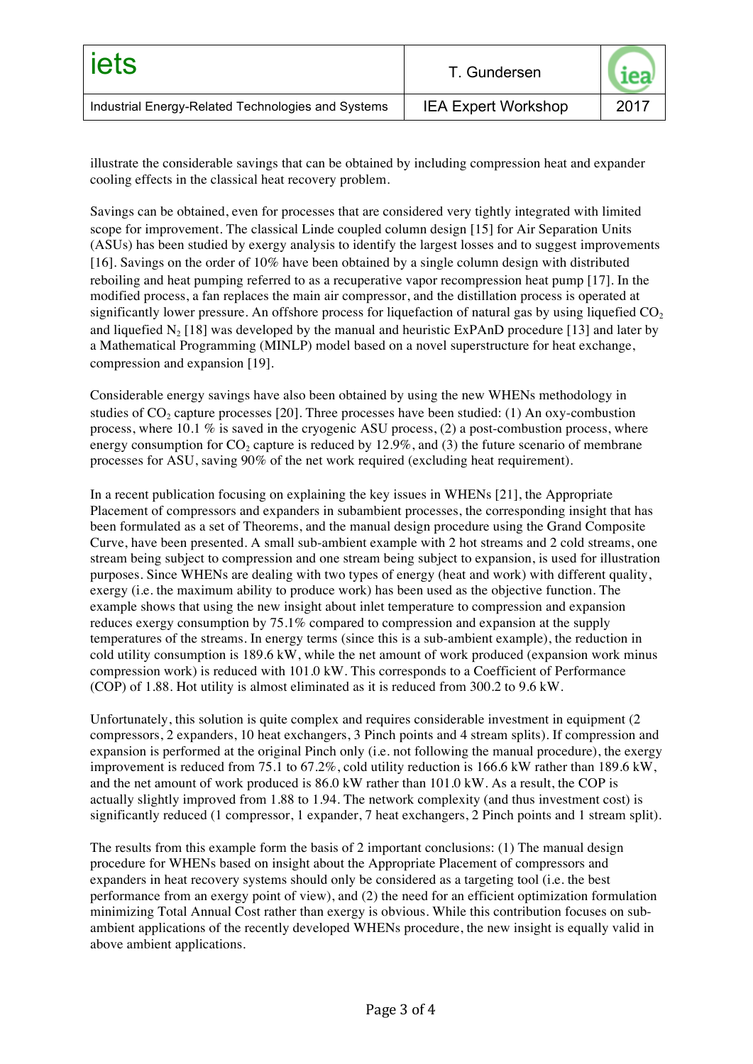illustrate the considerable savings that can be obtained by including compression heat and expander cooling effects in the classical heat recovery problem.

Savings can be obtained, even for processes that are considered very tightly integrated with limited scope for improvement. The classical Linde coupled column design [15] for Air Separation Units (ASUs) has been studied by exergy analysis to identify the largest losses and to suggest improvements [16]. Savings on the order of 10% have been obtained by a single column design with distributed reboiling and heat pumping referred to as a recuperative vapor recompression heat pump [17]. In the modified process, a fan replaces the main air compressor, and the distillation process is operated at significantly lower pressure. An offshore process for liquefaction of natural gas by using liquefied $CO_2$ and liquefied $N_2$ [18] was developed by the manual and heuristic ExPAnD procedure [13] and later by a Mathematical Programming (MINLP) model based on a novel superstructure for heat exchange, compression and expansion [19].

Considerable energy savings have also been obtained by using the new WHENs methodology in studies of $CO_2$ capture processes [20]. Three processes have been studied: (1) An oxy-combustion process, where 10.1 % is saved in the cryogenic ASU process, (2) a post-combustion process, where energy consumption for $CO_2$ capture is reduced by 12.9%, and (3) the future scenario of membrane processes for ASU, saving 90% of the net work required (excluding heat requirement).

In a recent publication focusing on explaining the key issues in WHENs [21], the Appropriate Placement of compressors and expanders in subambient processes, the corresponding insight that has been formulated as a set of Theorems, and the manual design procedure using the Grand Composite Curve, have been presented. A small sub-ambient example with 2 hot streams and 2 cold streams, one stream being subject to compression and one stream being subject to expansion, is used for illustration purposes. Since WHENs are dealing with two types of energy (heat and work) with different quality, exergy (i.e. the maximum ability to produce work) has been used as the objective function. The example shows that using the new insight about inlet temperature to compression and expansion reduces exergy consumption by 75.1% compared to compression and expansion at the supply temperatures of the streams. In energy terms (since this is a sub-ambient example), the reduction in cold utility consumption is 189.6 kW, while the net amount of work produced (expansion work minus compression work) is reduced with 101.0 kW. This corresponds to a Coefficient of Performance (COP) of 1.88. Hot utility is almost eliminated as it is reduced from 300.2 to 9.6 kW.

Unfortunately, this solution is quite complex and requires considerable investment in equipment (2 compressors, 2 expanders, 10 heat exchangers, 3 Pinch points and 4 stream splits). If compression and expansion is performed at the original Pinch only (i.e. not following the manual procedure), the exergy improvement is reduced from 75.1 to 67.2%, cold utility reduction is 166.6 kW rather than 189.6 kW, and the net amount of work produced is 86.0 kW rather than 101.0 kW. As a result, the COP is actually slightly improved from 1.88 to 1.94. The network complexity (and thus investment cost) is significantly reduced (1 compressor, 1 expander, 7 heat exchangers, 2 Pinch points and 1 stream split).

The results from this example form the basis of 2 important conclusions: (1) The manual design procedure for WHENs based on insight about the Appropriate Placement of compressors and expanders in heat recovery systems should only be considered as a targeting tool (i.e. the best performance from an exergy point of view), and (2) the need for an efficient optimization formulation minimizing Total Annual Cost rather than exergy is obvious. While this contribution focuses on sub-ambient applications of the recently developed WHENs procedure, the new insight is equally valid in above ambient applications.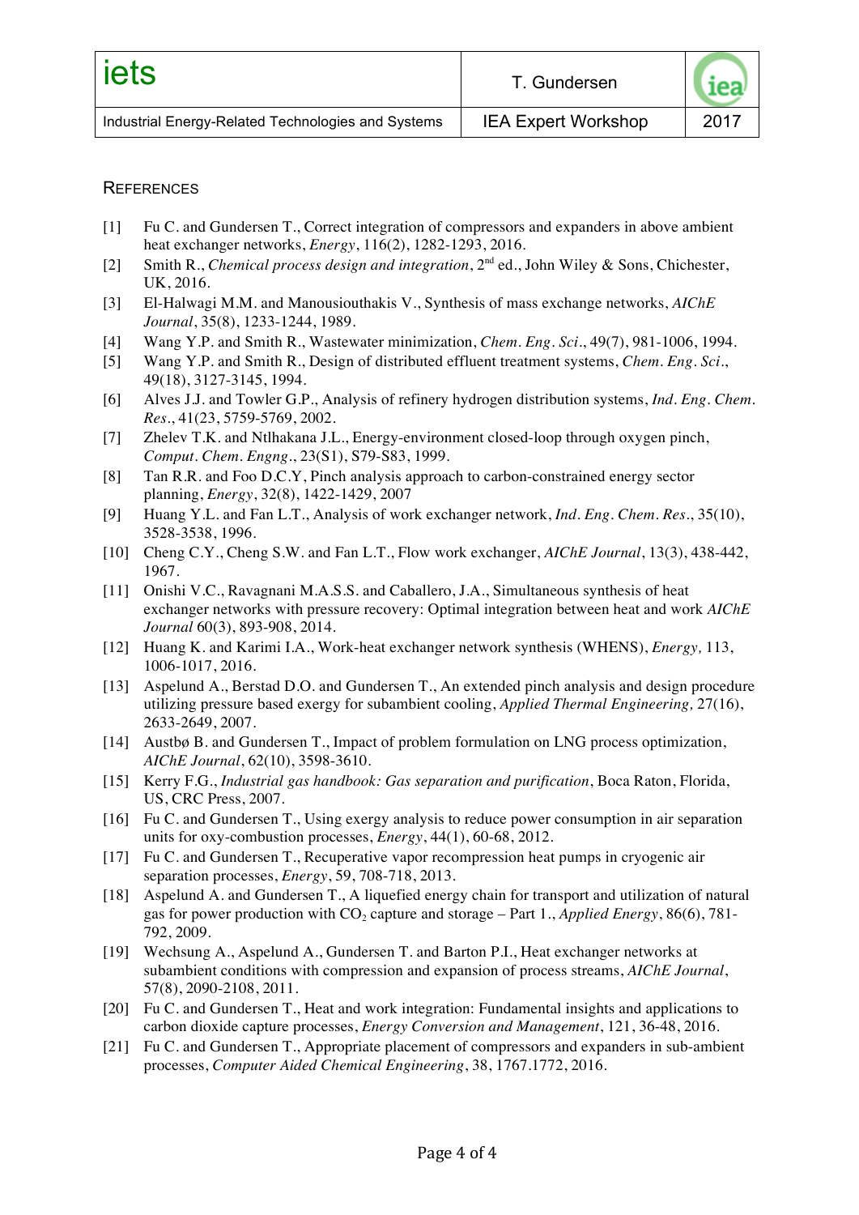## REFERENCES

[1] Fu C. and Gundersen T., Correct integration of compressors and expanders in above ambient heat exchanger networks, *Energy*, 116(2), 1282-1293, 2016.

[2] Smith R., *Chemical process design and integration*, 2nd ed., John Wiley & Sons, Chichester, UK, 2016.

[3] El-Halwagi M.M. and Manousiouthakis V., Synthesis of mass exchange networks, *AIChE Journal*, 35(8), 1233-1244, 1989.

[4] Wang Y.P. and Smith R., Wastewater minimization, *Chem. Eng. Sci*., 49(7), 981-1006, 1994.

[5] Wang Y.P. and Smith R., Design of distributed effluent treatment systems, *Chem. Eng. Sci*., 49(18), 3127-3145, 1994.

[6] Alves J.J. and Towler G.P., Analysis of refinery hydrogen distribution systems, *Ind. Eng. Chem. Res*., 41(23, 5759-5769, 2002.

[7] Zhelev T.K. and Ntlhakana J.L., Energy-environment closed-loop through oxygen pinch, *Comput. Chem. Engng*., 23(S1), S79-S83, 1999.

[8] Tan R.R. and Foo D.C.Y, Pinch analysis approach to carbon-constrained energy sector planning, *Energy*, 32(8), 1422-1429, 2007

[9] Huang Y.L. and Fan L.T., Analysis of work exchanger network, *Ind. Eng. Chem. Res*., 35(10), 3528-3538, 1996.

[10] Cheng C.Y., Cheng S.W. and Fan L.T., Flow work exchanger, *AIChE Journal*, 13(3), 438-442, 1967.

[11] Onishi V.C., Ravagnani M.A.S.S. and Caballero, J.A., Simultaneous synthesis of heat exchanger networks with pressure recovery: Optimal integration between heat and work *AIChE Journal* 60(3), 893-908, 2014.

[12] Huang K. and Karimi I.A., Work-heat exchanger network synthesis (WHENS), *Energy,* 113, 1006-1017, 2016.

[13] Aspelund A., Berstad D.O. and Gundersen T., An extended pinch analysis and design procedure utilizing pressure based exergy for subambient cooling, *Applied Thermal Engineering,* 27(16), 2633-2649, 2007.

[14] Austbø B. and Gundersen T., Impact of problem formulation on LNG process optimization, *AIChE Journal*, 62(10), 3598-3610.

[15] Kerry F.G., *Industrial gas handbook: Gas separation and purification*, Boca Raton, Florida, US, CRC Press, 2007.

[16] Fu C. and Gundersen T., Using exergy analysis to reduce power consumption in air separation units for oxy-combustion processes, *Energy*, 44(1), 60-68, 2012.

[17] Fu C. and Gundersen T., Recuperative vapor recompression heat pumps in cryogenic air separation processes, *Energy*, 59, 708-718, 2013.

[18] Aspelund A. and Gundersen T., A liquefied energy chain for transport and utilization of natural gas for power production with $CO_2$ capture and storage – Part 1., *Applied Energy*, 86(6), 781-792, 2009.

[19] Wechsung A., Aspelund A., Gundersen T. and Barton P.I., Heat exchanger networks at subambient conditions with compression and expansion of process streams, *AIChE Journal*, 57(8), 2090-2108, 2011.

[20] Fu C. and Gundersen T., Heat and work integration: Fundamental insights and applications to carbon dioxide capture processes, *Energy Conversion and Management*, 121, 36-48, 2016.

[21] Fu C. and Gundersen T., Appropriate placement of compressors and expanders in sub-ambient processes, *Computer Aided Chemical Engineering*, 38, 1767.1772, 2016.